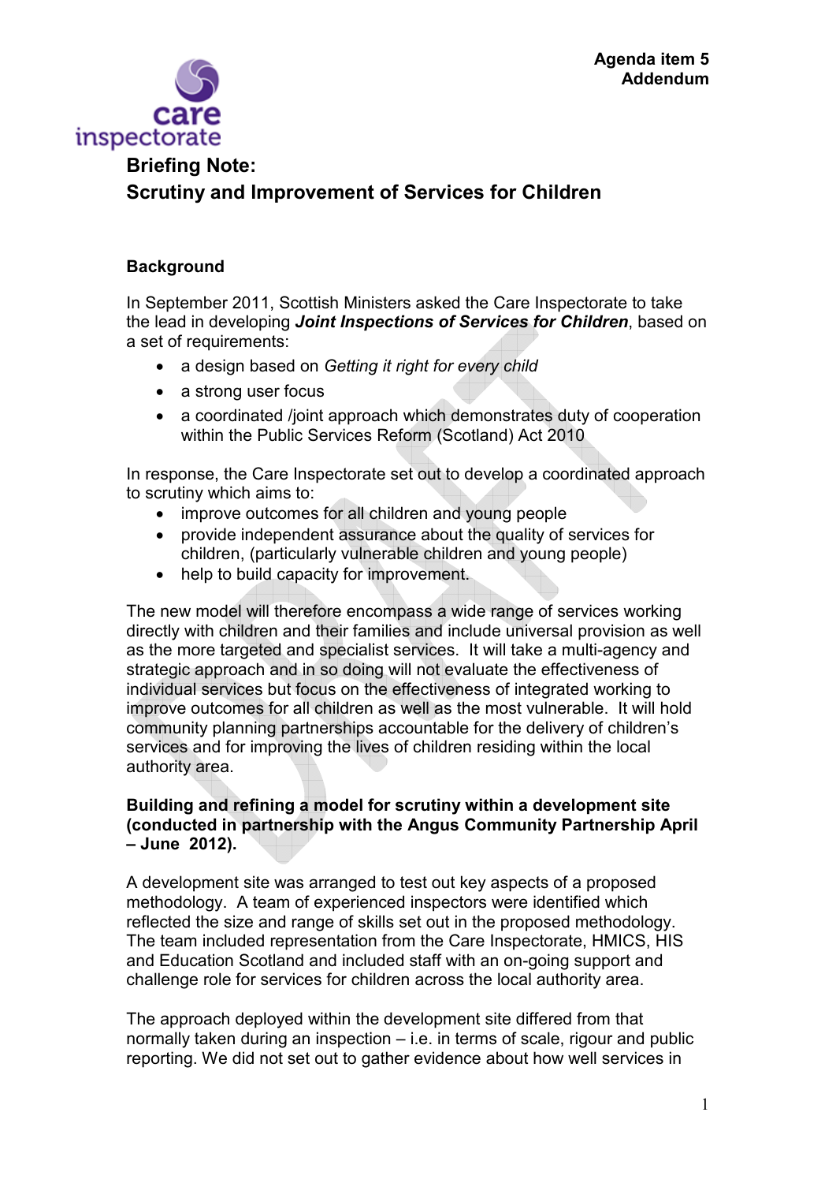Agenda item 5
Addendum

# Briefing Note:
# Scrutiny and Improvement of Services for Children

## Background

In September 2011, Scottish Ministers asked the Care Inspectorate to take the lead in developing ***Joint Inspections of Services for Children***, based on a set of requirements:

- a design based on *Getting it right for every child*
- a strong user focus
- a coordinated /joint approach which demonstrates duty of cooperation within the Public Services Reform (Scotland) Act 2010

In response, the Care Inspectorate set out to develop a coordinated approach to scrutiny which aims to:

- improve outcomes for all children and young people
- provide independent assurance about the quality of services for children, (particularly vulnerable children and young people)
- help to build capacity for improvement.

The new model will therefore encompass a wide range of services working directly with children and their families and include universal provision as well as the more targeted and specialist services. It will take a multi-agency and strategic approach and in so doing will not evaluate the effectiveness of individual services but focus on the effectiveness of integrated working to improve outcomes for all children as well as the most vulnerable. It will hold community planning partnerships accountable for the delivery of children's services and for improving the lives of children residing within the local authority area.

## Building and refining a model for scrutiny within a development site (conducted in partnership with the Angus Community Partnership April – June 2012).

A development site was arranged to test out key aspects of a proposed methodology. A team of experienced inspectors were identified which reflected the size and range of skills set out in the proposed methodology. The team included representation from the Care Inspectorate, HMICS, HIS and Education Scotland and included staff with an on-going support and challenge role for services for children across the local authority area.

The approach deployed within the development site differed from that normally taken during an inspection – i.e. in terms of scale, rigour and public reporting. We did not set out to gather evidence about how well services in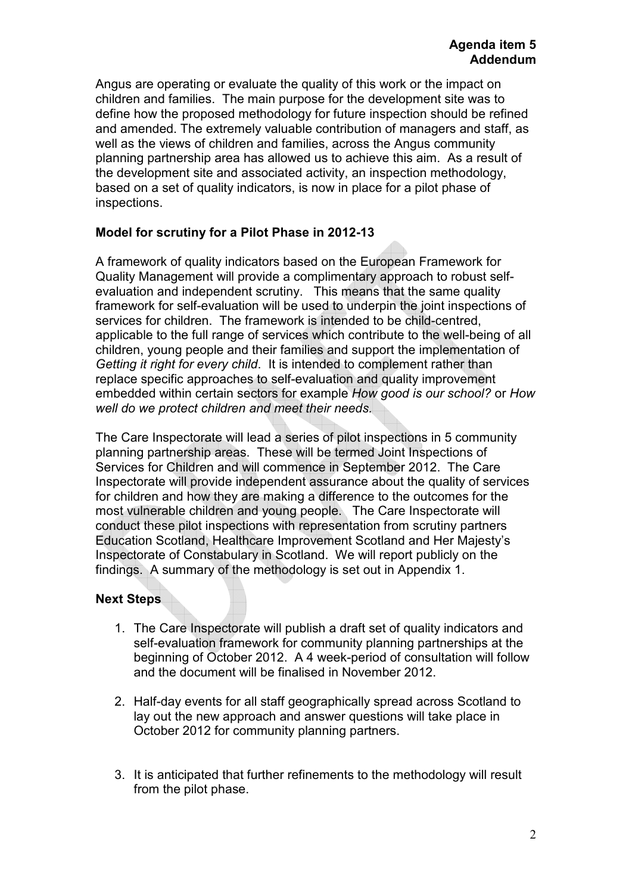**Agenda item 5**
**Addendum**

Angus are operating or evaluate the quality of this work or the impact on children and families. The main purpose for the development site was to define how the proposed methodology for future inspection should be refined and amended. The extremely valuable contribution of managers and staff, as well as the views of children and families, across the Angus community planning partnership area has allowed us to achieve this aim. As a result of the development site and associated activity, an inspection methodology, based on a set of quality indicators, is now in place for a pilot phase of inspections.

**Model for scrutiny for a Pilot Phase in 2012-13**

A framework of quality indicators based on the European Framework for Quality Management will provide a complimentary approach to robust self-evaluation and independent scrutiny. This means that the same quality framework for self-evaluation will be used to underpin the joint inspections of services for children. The framework is intended to be child-centred, applicable to the full range of services which contribute to the well-being of all children, young people and their families and support the implementation of *Getting it right for every child*. It is intended to complement rather than replace specific approaches to self-evaluation and quality improvement embedded within certain sectors for example *How good is our school?* or *How well do we protect children and meet their needs.*

The Care Inspectorate will lead a series of pilot inspections in 5 community planning partnership areas. These will be termed Joint Inspections of Services for Children and will commence in September 2012. The Care Inspectorate will provide independent assurance about the quality of services for children and how they are making a difference to the outcomes for the most vulnerable children and young people. The Care Inspectorate will conduct these pilot inspections with representation from scrutiny partners Education Scotland, Healthcare Improvement Scotland and Her Majesty's Inspectorate of Constabulary in Scotland. We will report publicly on the findings. A summary of the methodology is set out in Appendix 1.

**Next Steps**

1. The Care Inspectorate will publish a draft set of quality indicators and self-evaluation framework for community planning partnerships at the beginning of October 2012. A 4 week-period of consultation will follow and the document will be finalised in November 2012.

2. Half-day events for all staff geographically spread across Scotland to lay out the new approach and answer questions will take place in October 2012 for community planning partners.

3. It is anticipated that further refinements to the methodology will result from the pilot phase.